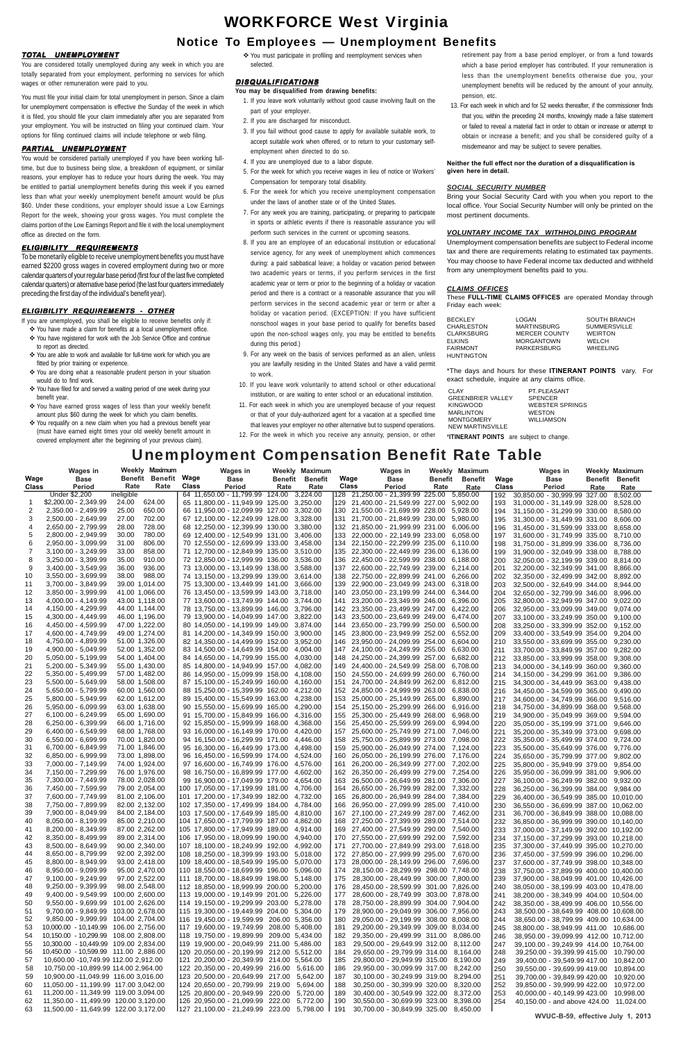# WORKFORCE West Virginia

## Notice To Employees — Unemployment Benefits

### TOTAL UNEMPLOYMENT

You are considered totally unemployed during any week in which you are totally separated from your employment, performing no services for which wages or other remuneration were paid to you.

You must file your initial claim for total unemployment in person. Since a claim for unemployment compensation is effective the Sunday of the week in which it is filed, you should file your claim immediately after you are separated from your employment. You will be instructed on filing your continued claim. Your options for filing continued claims will include telephone or web filing.

### PARTIAL UNEMPLOYMENT

You would be considered partially unemployed if you have been working full-time, but due to business being slow, a breakdown of equipment, or similar reasons, your employer has to reduce your hours during the week. You may be entitled to partial unemployment benefits during this week if you earned less than what your weekly unemployment benefit amount would be plus $60. Under these conditions, your employer should issue a Low Earnings Report for the week, showing your gross wages. You must complete the claims portion of the Low Earnings Report and file it with the local unemployment office as directed on the form.

### ELIGIBILITY REQUIREMENTS

To be monetarily eligible to receive unemployment benefits you must have earned $2200 gross wages in covered employment during two or more calendar quarters of your regular base period (first four of the last five completed calendar quarters) or alternative base period (the last four quarters immediately preceding the first day of the individual's benefit year).

### ELIGIBILITY REQUIREMENTS - OTHER

If you are unemployed, you shall be eligible to receive benefits only if:

- You have made a claim for benefits at a local unemployment office.
- You have registered for work with the Job Service Office and continue to report as directed.
- You are able to work and available for full-time work for which you are fitted by prior training or experience.
- You are doing what a reasonable prudent person in your situation would do to find work.
- You have filed for and served a waiting period of one week during your benefit year.
- You have earned gross wages of less than your weekly benefit amount plus $60 during the week for which you claim benefits.
- You requalify on a new claim when you had a previous benefit year (must have earned eight times your old weekly benefit amount in covered employment after the beginning of your previous claim).
- You must participate in profiling and reemployment services when selected.

### DISQUALIFICATIONS

**You may be disqualified from drawing benefits:**

1. If you leave work voluntarily without good cause involving fault on the part of your employer.
2. If you are discharged for misconduct.
3. If you fail without good cause to apply for available suitable work, to accept suitable work when offered, or to return to your customary self-employment when directed to do so.
4. If you are unemployed due to a labor dispute.
5. For the week for which you receive wages in lieu of notice or Workers' Compensation for temporary total disability.
6. For the week for which you receive unemployment compensation under the laws of another state or of the United States.
7. For any week you are training, participating, or preparing to participate in sports or athletic events if there is reasonable assurance you will perform such services in the current or upcoming seasons.
8. If you are an employee of an educational institution or educational service agency, for any week of unemployment which commences during: a paid sabbatical leave; a holiday or vacation period between two academic years or terms, if you perform services in the first academic year or term or prior to the beginning of a holiday or vacation period and there is a contract or a reasonable assurance that you will perform services in the second academic year or term or after a holiday or vacation period. (EXCEPTION: If you have sufficient nonschool wages in your base period to qualify for benefits based upon the non-school wages only, you may be entitled to benefits during this period.)
9. For any week on the basis of services performed as an alien, unless you are lawfully residing in the United States and have a valid permit to work.
10. If you leave work voluntarily to attend school or other educational institution, or are waiting to enter school or an educational institution.
11. For each week in which you are unemployed because of your request or that of your duly-authorized agent for a vacation at a specified time that leaves your employer no other alternative but to suspend operations.
12. For the week in which you receive any annuity, pension, or other retirement pay from a base period employer, or from a fund towards which a base period employer has contributed. If your remuneration is less than the unemployment benefits otherwise due you, your unemployment benefits will be reduced by the amount of your annuity, pension, etc.
13. For each week in which and for 52 weeks thereafter, if the commissioner finds that you, within the preceding 24 months, knowingly made a false statement or failed to reveal a material fact in order to obtain or increase or attempt to obtain or increase a benefit; and you shall be considered guilty of a misdemeanor and may be subject to severe penalties.

**Neither the full effect nor the duration of a disqualification is given here in detail.**

### SOCIAL SECURITY NUMBER

Bring your Social Security Card with you when you report to the local office. Your Social Security Number will only be printed on the most pertinent documents.

### VOLUNTARY INCOME TAX WITHHOLDING PROGRAM

Unemployment compensation benefits are subject to Federal income tax and there are requirements relating to estimated tax payments. You may choose to have Federal income tax deducted and withheld from any unemployment benefits paid to you.

### CLAIMS OFFICES

These **FULL-TIME CLAIMS OFFICES** are operated Monday through Friday each week:

| | | |
|---|---|---|
| BECKLEY | LOGAN | SOUTH BRANCH |
| CHARLESTON | MARTINSBURG | SUMMERSVILLE |
| CLARKSBURG | MERCER COUNTY | WEIRTON |
| ELKINS | MORGANTOWN | WELCH |
| FAIRMONT | PARKERSBURG | WHEELING |
| HUNTINGTON | | |

*The days and hours for these **ITINERANT POINTS** vary. For exact schedule, inquire at any claims office.

| | |
|---|---|
| CLAY | PT. PLEASANT |
| GREENBRIER VALLEY | SPENCER |
| KINGWOOD | WEBSTER SPRINGS |
| MARLINTON | WESTON |
| MONTGOMERY | WILLIAMSON |
| NEW MARTINSVILLE | |

***ITINERANT POINTS** are subject to change.

## Unemployment Compensation Benefit Rate Table

| Wage Class | Wages in Base Period | Weekly Benefit Rate | Maximum Benefit Rate |
|---|---|---|---|
| | Under $2,200 | ineligible | |
| 1 | $2,200.00 - 2,349.99 | 24.00 | 624.00 |
| 2 | 2,350.00 - 2,499.99 | 25.00 | 650.00 |
| 3 | 2,500.00 - 2,649.99 | 27.00 | 702.00 |
| 4 | 2,650.00 - 2,799.99 | 28.00 | 728.00 |
| 5 | 2,800.00 - 2,949.99 | 30.00 | 780.00 |
| 6 | 2,950.00 - 3,099.99 | 31.00 | 806.00 |
| 7 | 3,100.00 - 3,249.99 | 33.00 | 858.00 |
| 8 | 3,250.00 - 3,399.99 | 35.00 | 910.00 |
| 9 | 3,400.00 - 3,549.99 | 36.00 | 936.00 |
| 10 | 3,550.00 - 3,699.99 | 38.00 | 988.00 |
| 11 | 3,700.00 - 3,849.99 | 39.00 | 1,014.00 |
| 12 | 3,850.00 - 3,999.99 | 41.00 | 1,066.00 |
| 13 | 4,000.00 - 4,149.99 | 43.00 | 1,118.00 |
| 14 | 4,150.00 - 4,299.99 | 44.00 | 1,144.00 |
| 15 | 4,300.00 - 4,449.99 | 46.00 | 1,196.00 |
| 16 | 4,450.00 - 4,599.99 | 47.00 | 1,222.00 |
| 17 | 4,600.00 - 4,749.99 | 49.00 | 1,274.00 |
| 18 | 4,750.00 - 4,899.99 | 51.00 | 1,326.00 |
| 19 | 4,900.00 - 5,049.99 | 52.00 | 1,352.00 |
| 20 | 5,050.00 - 5,199.99 | 54.00 | 1,404.00 |
| 21 | 5,200.00 - 5,349.99 | 55.00 | 1,430.00 |
| 22 | 5,350.00 - 5,499.99 | 57.00 | 1,482.00 |
| 23 | 5,500.00 - 5,649.99 | 58.00 | 1,508.00 |
| 24 | 5,650.00 - 5,799.99 | 60.00 | 1,560.00 |
| 25 | 5,800.00 - 5,949.99 | 62.00 | 1,612.00 |
| 26 | 5,950.00 - 6,099.99 | 63.00 | 1,638.00 |
| 27 | 6,100.00 - 6,249.99 | 65.00 | 1,690.00 |
| 28 | 6,250.00 - 6,399.99 | 66.00 | 1,716.00 |
| 29 | 6,400.00 - 6,549.99 | 68.00 | 1,768.00 |
| 30 | 6,550.00 - 6,699.99 | 70.00 | 1,820.00 |
| 31 | 6,700.00 - 6,849.99 | 71.00 | 1,846.00 |
| 32 | 6,850.00 - 6,999.99 | 73.00 | 1,898.00 |
| 33 | 7,000.00 - 7,149.99 | 74.00 | 1,924.00 |
| 34 | 7,150.00 - 7,299.99 | 76.00 | 1,976.00 |
| 35 | 7,300.00 - 7,449.99 | 78.00 | 2,028.00 |
| 36 | 7,450.00 - 7,599.99 | 79.00 | 2,054.00 |
| 37 | 7,600.00 - 7,749.99 | 81.00 | 2,106.00 |
| 38 | 7,750.00 - 7,899.99 | 82.00 | 2,132.00 |
| 39 | 7,900.00 - 8,049.99 | 84.00 | 2,184.00 |
| 40 | 8,050.00 - 8,199.99 | 85.00 | 2,210.00 |
| 41 | 8,200.00 - 8,349.99 | 87.00 | 2,262.00 |
| 42 | 8,350.00 - 8,499.99 | 89.00 | 2,314.00 |
| 43 | 8,500.00 - 8,649.99 | 90.00 | 2,340.00 |
| 44 | 8,650.00 - 8,799.99 | 92.00 | 2,392.00 |
| 45 | 8,800.00 - 8,949.99 | 93.00 | 2,418.00 |
| 46 | 8,950.00 - 9,099.99 | 95.00 | 2,470.00 |
| 47 | 9,100.00 - 9,249.99 | 97.00 | 2,522.00 |
| 48 | 9,250.00 - 9,399.99 | 98.00 | 2,548.00 |
| 49 | 9,400.00 - 9,549.99 | 100.00 | 2,600.00 |
| 50 | 9,550.00 - 9,699.99 | 101.00 | 2,626.00 |
| 51 | 9,700.00 - 9,849.99 | 103.00 | 2,678.00 |
| 52 | 9,850.00 - 9,999.99 | 104.00 | 2,704.00 |
| 53 | 10,000.00 - 10,149.99 | 106.00 | 2,756.00 |
| 54 | 10,150.00 - 10,299.99 | 108.00 | 2,808.00 |
| 55 | 10,300.00 - 10,449.99 | 109.00 | 2,834.00 |
| 56 | 10,450.00 - 10,599.99 | 111.00 | 2,886.00 |
| 57 | 10,600.00 - 10,749.99 | 112.00 | 2,912.00 |
| 58 | 10,750.00 - 10,899.99 | 114.00 | 2,964.00 |
| 59 | 10,900.00 - 11,049.99 | 116.00 | 3,016.00 |
| 60 | 11,050.00 - 11,199.99 | 117.00 | 3,042.00 |
| 61 | 11,200.00 - 11,349.99 | 119.00 | 3,094.00 |
| 62 | 11,350.00 - 11,499.99 | 120.00 | 3,120.00 |
| 63 | 11,500.00 - 11,649.99 | 122.00 | 3,172.00 |
| 64 | 11,650.00 - 11,799.99 | 124.00 | 3,224.00 |
| 65 | 11,800.00 - 11,949.99 | 125.00 | 3,250.00 |
| 66 | 11,950.00 - 12,099.99 | 127.00 | 3,302.00 |
| 67 | 12,100.00 - 12,249.99 | 128.00 | 3,328.00 |
| 68 | 12,250.00 - 12,399.99 | 130.00 | 3,380.00 |
| 69 | 12,400.00 - 12,549.99 | 131.00 | 3,406.00 |
| 70 | 12,550.00 - 12,699.99 | 133.00 | 3,458.00 |
| 71 | 12,700.00 - 12,849.99 | 135.00 | 3,510.00 |
| 72 | 12,850.00 - 12,999.99 | 136.00 | 3,536.00 |
| 73 | 13,000.00 - 13,149.99 | 138.00 | 3,588.00 |
| 74 | 13,150.00 - 13,299.99 | 139.00 | 3,614.00 |
| 75 | 13,300.00 - 13,449.99 | 141.00 | 3,666.00 |
| 76 | 13,450.00 - 13,599.99 | 143.00 | 3,718.00 |
| 77 | 13,600.00 - 13,749.99 | 144.00 | 3,744.00 |
| 78 | 13,750.00 - 13,899.99 | 146.00 | 3,796.00 |
| 79 | 13,900.00 - 14,049.99 | 147.00 | 3,822.00 |
| 80 | 14,050.00 - 14,199.99 | 149.00 | 3,874.00 |
| 81 | 14,200.00 - 14,349.99 | 150.00 | 3,900.00 |
| 82 | 14,350.00 - 14,499.99 | 152.00 | 3,952.00 |
| 83 | 14,500.00 - 14,649.99 | 154.00 | 4,004.00 |
| 84 | 14,650.00 - 14,799.99 | 155.00 | 4,030.00 |
| 85 | 14,800.00 - 14,949.99 | 157.00 | 4,082.00 |
| 86 | 14,950.00 - 15,099.99 | 158.00 | 4,108.00 |
| 87 | 15,100.00 - 15,249.99 | 160.00 | 4,160.00 |
| 88 | 15,250.00 - 15,399.99 | 162.00 | 4,212.00 |
| 89 | 15,400.00 - 15,549.99 | 163.00 | 4,238.00 |
| 90 | 15,550.00 - 15,699.99 | 165.00 | 4,290.00 |
| 91 | 15,700.00 - 15,849.99 | 166.00 | 4,316.00 |
| 92 | 15,850.00 - 15,999.99 | 168.00 | 4,368.00 |
| 93 | 16,000.00 - 16,149.99 | 170.00 | 4,420.00 |
| 94 | 16,150.00 - 16,299.99 | 171.00 | 4,446.00 |
| 95 | 16,300.00 - 16,449.99 | 173.00 | 4,498.00 |
| 96 | 16,450.00 - 16,599.99 | 174.00 | 4,524.00 |
| 97 | 16,600.00 - 16,749.99 | 176.00 | 4,576.00 |
| 98 | 16,750.00 - 16,899.99 | 177.00 | 4,602.00 |
| 99 | 16,900.00 - 17,049.99 | 179.00 | 4,654.00 |
| 100 | 17,050.00 - 17,199.99 | 181.00 | 4,706.00 |
| 101 | 17,200.00 - 17,349.99 | 182.00 | 4,732.00 |
| 102 | 17,350.00 - 17,499.99 | 184.00 | 4,784.00 |
| 103 | 17,500.00 - 17,649.99 | 185.00 | 4,810.00 |
| 104 | 17,650.00 - 17,799.99 | 187.00 | 4,862.00 |
| 105 | 17,800.00 - 17,949.99 | 189.00 | 4,914.00 |
| 106 | 17,950.00 - 18,099.99 | 190.00 | 4,940.00 |
| 107 | 18,100.00 - 18,249.99 | 192.00 | 4,992.00 |
| 108 | 18,250.00 - 18,399.99 | 193.00 | 5,018.00 |
| 109 | 18,400.00 - 18,549.99 | 195.00 | 5,070.00 |
| 110 | 18,550.00 - 18,699.99 | 196.00 | 5,096.00 |
| 111 | 18,700.00 - 18,849.99 | 198.00 | 5,148.00 |
| 112 | 18,850.00 - 18,999.99 | 200.00 | 5,200.00 |
| 113 | 19,000.00 - 19,149.99 | 201.00 | 5,226.00 |
| 114 | 19,150.00 - 19,299.99 | 203.00 | 5,278.00 |
| 115 | 19,300.00 - 19,449.99 | 204.00 | 5,304.00 |
| 116 | 19,450.00 - 19,599.99 | 206.00 | 5,356.00 |
| 117 | 19,600.00 - 19,749.99 | 208.00 | 5,408.00 |
| 118 | 19,750.00 - 19,899.99 | 209.00 | 5,434.00 |
| 119 | 19,900.00 - 20,049.99 | 211.00 | 5,486.00 |
| 120 | 20,050.00 - 20,199.99 | 212.00 | 5,512.00 |
| 121 | 20,200.00 - 20,349.99 | 214.00 | 5,564.00 |
| 122 | 20,350.00 - 20,499.99 | 216.00 | 5,616.00 |
| 123 | 20,500.00 - 20,649.99 | 217.00 | 5,642.00 |
| 124 | 20,650.00 - 20,799.99 | 219.00 | 5,694.00 |
| 125 | 20,800.00 - 20,949.99 | 220.00 | 5,720.00 |
| 126 | 20,950.00 - 21,099.99 | 222.00 | 5,772.00 |
| 127 | 21,100.00 - 21,249.99 | 223.00 | 5,798.00 |
| 128 | 21,250.00 - 21,399.99 | 225.00 | 5,850.00 |
| 129 | 21,400.00 - 21,549.99 | 227.00 | 5,902.00 |
| 130 | 21,550.00 - 21,699.99 | 228.00 | 5,928.00 |
| 131 | 21,700.00 - 21,849.99 | 230.00 | 5,980.00 |
| 132 | 21,850.00 - 21,999.99 | 231.00 | 6,006.00 |
| 133 | 22,000.00 - 22,149.99 | 233.00 | 6,058.00 |
| 134 | 22,150.00 - 22,299.99 | 235.00 | 6,110.00 |
| 135 | 22,300.00 - 22,449.99 | 236.00 | 6,136.00 |
| 136 | 22,450.00 - 22,599.99 | 238.00 | 6,188.00 |
| 137 | 22,600.00 - 22,749.99 | 239.00 | 6,214.00 |
| 138 | 22,750.00 - 22,899.99 | 241.00 | 6,266.00 |
| 139 | 22,900.00 - 23,049.99 | 243.00 | 6,318.00 |
| 140 | 23,050.00 - 23,199.99 | 244.00 | 6,344.00 |
| 141 | 23,200.00 - 23,349.99 | 246.00 | 6,396.00 |
| 142 | 23,350.00 - 23,499.99 | 247.00 | 6,422.00 |
| 143 | 23,500.00 - 23,649.99 | 249.00 | 6,474.00 |
| 144 | 23,650.00 - 23,799.99 | 250.00 | 6,500.00 |
| 145 | 23,800.00 - 23,949.99 | 252.00 | 6,552.00 |
| 146 | 23,950.00 - 24,099.99 | 254.00 | 6,604.00 |
| 147 | 24,100.00 - 24,249.99 | 255.00 | 6,630.00 |
| 148 | 24,250.00 - 24,399.99 | 257.00 | 6,682.00 |
| 149 | 24,400.00 - 24,549.99 | 258.00 | 6,708.00 |
| 150 | 24,550.00 - 24,699.99 | 260.00 | 6,760.00 |
| 151 | 24,700.00 - 24,849.99 | 262.00 | 6,812.00 |
| 152 | 24,850.00 - 24,999.99 | 263.00 | 6,838.00 |
| 153 | 25,000.00 - 25,149.99 | 265.00 | 6,890.00 |
| 154 | 25,150.00 - 25,299.99 | 266.00 | 6,916.00 |
| 155 | 25,300.00 - 25,449.99 | 268.00 | 6,968.00 |
| 156 | 25,450.00 - 25,599.99 | 269.00 | 6,994.00 |
| 157 | 25,600.00 - 25,749.99 | 271.00 | 7,046.00 |
| 158 | 25,750.00 - 25,899.99 | 273.00 | 7,098.00 |
| 159 | 25,900.00 - 26,049.99 | 274.00 | 7,124.00 |
| 160 | 26,050.00 - 26,199.99 | 276.00 | 7,176.00 |
| 161 | 26,200.00 - 26,349.99 | 277.00 | 7,202.00 |
| 162 | 26,350.00 - 26,499.99 | 279.00 | 7,254.00 |
| 163 | 26,500.00 - 26,649.99 | 281.00 | 7,306.00 |
| 164 | 26,650.00 - 26,799.99 | 282.00 | 7,332.00 |
| 165 | 26,800.00 - 26,949.99 | 284.00 | 7,384.00 |
| 166 | 26,950.00 - 27,099.99 | 285.00 | 7,410.00 |
| 167 | 27,100.00 - 27,249.99 | 287.00 | 7,462.00 |
| 168 | 27,250.00 - 27,399.99 | 289.00 | 7,514.00 |
| 169 | 27,400.00 - 27,549.99 | 290.00 | 7,540.00 |
| 170 | 27,550.00 - 27,699.99 | 292.00 | 7,592.00 |
| 171 | 27,700.00 - 27,849.99 | 293.00 | 7,618.00 |
| 172 | 27,850.00 - 27,999.99 | 295.00 | 7,670.00 |
| 173 | 28,000.00 - 28,149.99 | 296.00 | 7,696.00 |
| 174 | 28,150.00 - 28,299.99 | 298.00 | 7,748.00 |
| 175 | 28,300.00 - 28,449.99 | 300.00 | 7,800.00 |
| 176 | 28,450.00 - 28,599.99 | 301.00 | 7,826.00 |
| 177 | 28,600.00 - 28,749.99 | 303.00 | 7,878.00 |
| 178 | 28,750.00 - 28,899.99 | 304.00 | 7,904.00 |
| 179 | 28,900.00 - 29,049.99 | 306.00 | 7,956.00 |
| 180 | 29,050.00 - 29,199.99 | 308.00 | 8,008.00 |
| 181 | 29,200.00 - 29,349.99 | 309.00 | 8,034.00 |
| 182 | 29,350.00 - 29,499.99 | 311.00 | 8,086.00 |
| 183 | 29,500.00 - 29,649.99 | 312.00 | 8,112.00 |
| 184 | 29,650.00 - 29,799.99 | 314.00 | 8,164.00 |
| 185 | 29,800.00 - 29,949.99 | 315.00 | 8,190.00 |
| 186 | 29,950.00 - 30,099.99 | 317.00 | 8,242.00 |
| 187 | 30,100.00 - 30,249.99 | 319.00 | 8,294.00 |
| 188 | 30,250.00 - 30,399.99 | 320.00 | 8,320.00 |
| 189 | 30,400.00 - 30,549.99 | 322.00 | 8,372.00 |
| 190 | 30,550.00 - 30,699.99 | 323.00 | 8,398.00 |
| 191 | 30,700.00 - 30,849.99 | 325.00 | 8,450.00 |
| 192 | 30,850.00 - 30,999.99 | 327.00 | 8,502.00 |
| 193 | 31,000.00 - 31,149.99 | 328.00 | 8,528.00 |
| 194 | 31,150.00 - 31,299.99 | 330.00 | 8,580.00 |
| 195 | 31,300.00 - 31,449.99 | 331.00 | 8,606.00 |
| 196 | 31,450.00 - 31,599.99 | 333.00 | 8,658.00 |
| 197 | 31,600.00 - 31,749.99 | 335.00 | 8,710.00 |
| 198 | 31,750.00 - 31,899.99 | 336.00 | 8,736.00 |
| 199 | 31,900.00 - 32,049.99 | 338.00 | 8,788.00 |
| 200 | 32,050.00 - 32,199.99 | 339.00 | 8,814.00 |
| 201 | 32,200.00 - 32,349.99 | 341.00 | 8,866.00 |
| 202 | 32,350.00 - 32,499.99 | 342.00 | 8,892.00 |
| 203 | 32,500.00 - 32,649.99 | 344.00 | 8,944.00 |
| 204 | 32,650.00 - 32,799.99 | 346.00 | 8,996.00 |
| 205 | 32,800.00 - 32,949.99 | 347.00 | 9,022.00 |
| 206 | 32,950.00 - 33,099.99 | 349.00 | 9,074.00 |
| 207 | 33,100.00 - 33,249.99 | 350.00 | 9,100.00 |
| 208 | 33,250.00 - 33,399.99 | 352.00 | 9,152.00 |
| 209 | 33,400.00 - 33,549.99 | 354.00 | 9,204.00 |
| 210 | 33,550.00 - 33,699.99 | 355.00 | 9,230.00 |
| 211 | 33,700.00 - 33,849.99 | 357.00 | 9,282.00 |
| 212 | 33,850.00 - 33,999.99 | 358.00 | 9,308.00 |
| 213 | 34,000.00 - 34,149.99 | 360.00 | 9,360.00 |
| 214 | 34,150.00 - 34,299.99 | 361.00 | 9,386.00 |
| 215 | 34,300.00 - 34,449.99 | 363.00 | 9,438.00 |
| 216 | 34,450.00 - 34,599.99 | 365.00 | 9,490.00 |
| 217 | 34,600.00 - 34,749.99 | 366.00 | 9,516.00 |
| 218 | 34,750.00 - 34,899.99 | 368.00 | 9,568.00 |
| 219 | 34,900.00 - 35,049.99 | 369.00 | 9,594.00 |
| 220 | 35,050.00 - 35,199.99 | 371.00 | 9,646.00 |
| 221 | 35,200.00 - 35,349.99 | 373.00 | 9,698.00 |
| 222 | 35,350.00 - 35,499.99 | 374.00 | 9,724.00 |
| 223 | 35,500.00 - 35,649.99 | 376.00 | 9,776.00 |
| 224 | 35,650.00 - 35,799.99 | 377.00 | 9,802.00 |
| 225 | 35,800.00 - 35,949.99 | 379.00 | 9,854.00 |
| 226 | 35,950.00 - 36,099.99 | 381.00 | 9,906.00 |
| 227 | 36,100.00 - 36,249.99 | 382.00 | 9,932.00 |
| 228 | 36,250.00 - 36,399.99 | 384.00 | 9,984.00 |
| 229 | 36,400.00 - 36,549.99 | 385.00 | 10,010.00 |
| 230 | 36,550.00 - 36,699.99 | 387.00 | 10,062.00 |
| 231 | 36,700.00 - 36,849.99 | 388.00 | 10,088.00 |
| 232 | 36,850.00 - 36,999.99 | 390.00 | 10,140.00 |
| 233 | 37,000.00 - 37,149.99 | 392.00 | 10,192.00 |
| 234 | 37,150.00 - 37,299.99 | 393.00 | 10,218.00 |
| 235 | 37,300.00 - 37,449.99 | 395.00 | 10,270.00 |
| 236 | 37,450.00 - 37,599.99 | 396.00 | 10,296.00 |
| 237 | 37,600.00 - 37,749.99 | 398.00 | 10,348.00 |
| 238 | 37,750.00 - 37,899.99 | 400.00 | 10,400.00 |
| 239 | 37,900.00 - 38,049.99 | 401.00 | 10,426.00 |
| 240 | 38,050.00 - 38,199.99 | 403.00 | 10,478.00 |
| 241 | 38,200.00 - 38,349.99 | 404.00 | 10,504.00 |
| 242 | 38,350.00 - 38,499.99 | 406.00 | 10,556.00 |
| 243 | 38,500.00 - 38,649.99 | 408.00 | 10,608.00 |
| 244 | 38,650.00 - 38,799.99 | 409.00 | 10,634.00 |
| 245 | 38,800.00 - 38,949.99 | 411.00 | 10,686.00 |
| 246 | 38,950.00 - 39,099.99 | 412.00 | 10,712.00 |
| 247 | 39,100.00 - 39,249.99 | 414.00 | 10,764.00 |
| 248 | 39,250.00 - 39,399.99 | 415.00 | 10,790.00 |
| 249 | 39,400.00 - 39,549.99 | 417.00 | 10,842.00 |
| 250 | 39,550.00 - 39,699.99 | 419.00 | 10,894.00 |
| 251 | 39,700.00 - 39,849.99 | 420.00 | 10,920.00 |
| 252 | 39,850.00 - 39,999.99 | 422.00 | 10,972.00 |
| 253 | 40,000.00 - 40,149.99 | 423.00 | 10,998.00 |
| 254 | 40,150.00 - and above | 424.00 | 11,024.00 |

WVUC-B-59, effective July 1, 2013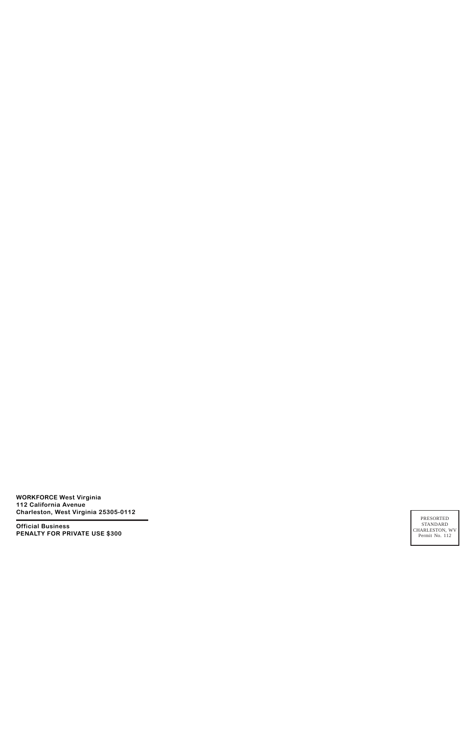**WORKFORCE West Virginia**
**112 California Avenue**
**Charleston, West Virginia 25305-0112**

---

**Official Business**
**PENALTY FOR PRIVATE USE $300**

PRESORTED
STANDARD
CHARLESTON, WV
Permit No. 112